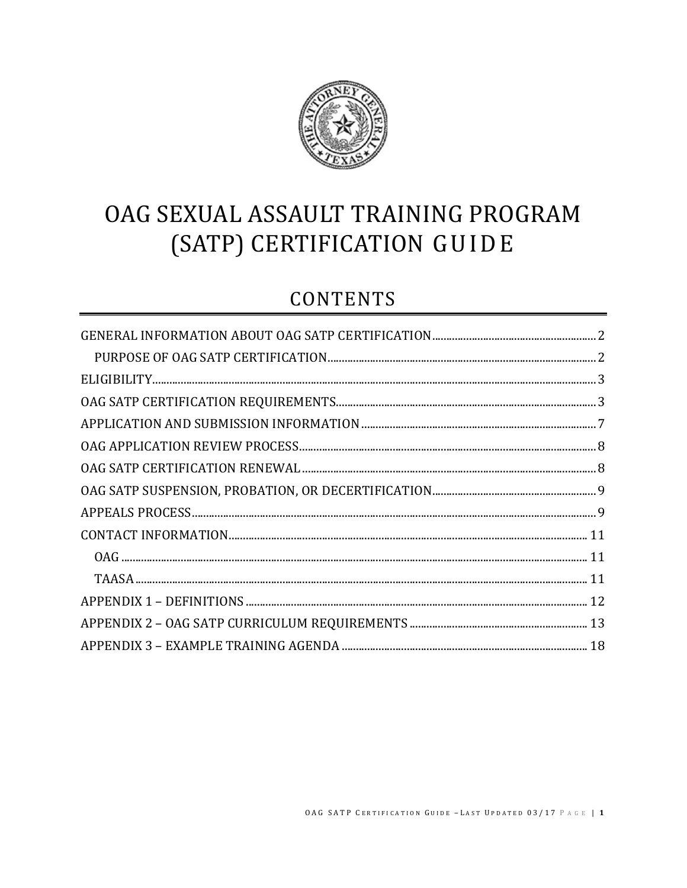# OAG SEXUAL ASSAULT TRAINING PROGRAM (SATP) CERTIFICATION GUIDE

## CONTENTS

GENERAL INFORMATION ABOUT OAG SATP CERTIFICATION .......... 2

- PURPOSE OF OAG SATP CERTIFICATION .......... 2

ELIGIBILITY .......... 3

OAG SATP CERTIFICATION REQUIREMENTS .......... 3

APPLICATION AND SUBMISSION INFORMATION .......... 7

OAG APPLICATION REVIEW PROCESS .......... 8

OAG SATP CERTIFICATION RENEWAL .......... 8

OAG SATP SUSPENSION, PROBATION, OR DECERTIFICATION .......... 9

APPEALS PROCESS .......... 9

CONTACT INFORMATION .......... 11

- OAG .......... 11
- TAASA .......... 11

APPENDIX 1 – DEFINITIONS .......... 12

APPENDIX 2 – OAG SATP CURRICULUM REQUIREMENTS .......... 13

APPENDIX 3 – EXAMPLE TRAINING AGENDA .......... 18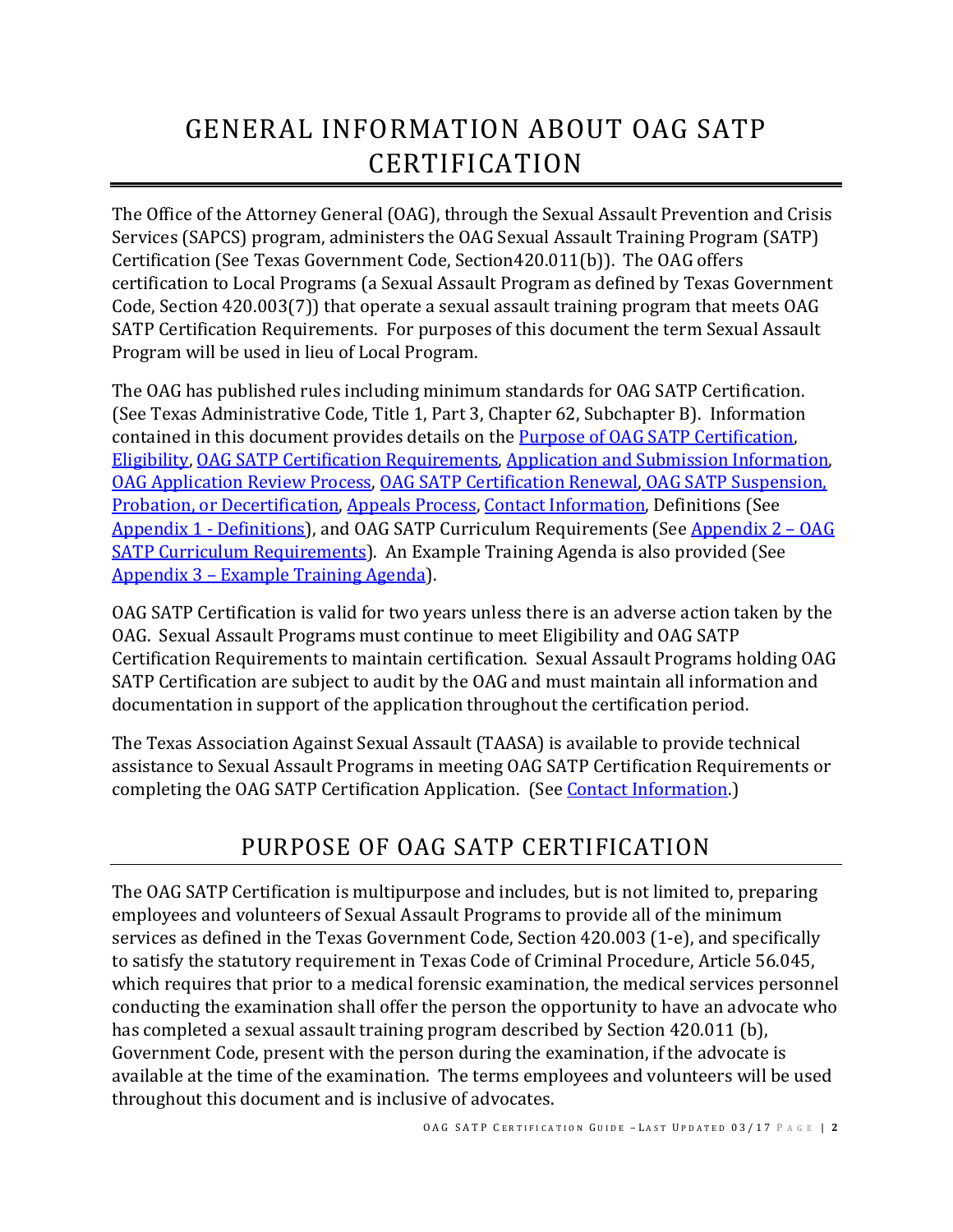# GENERAL INFORMATION ABOUT OAG SATP CERTIFICATION

The Office of the Attorney General (OAG), through the Sexual Assault Prevention and Crisis Services (SAPCS) program, administers the OAG Sexual Assault Training Program (SATP) Certification (See Texas Government Code, Section420.011(b)). The OAG offers certification to Local Programs (a Sexual Assault Program as defined by Texas Government Code, Section 420.003(7)) that operate a sexual assault training program that meets OAG SATP Certification Requirements. For purposes of this document the term Sexual Assault Program will be used in lieu of Local Program.

The OAG has published rules including minimum standards for OAG SATP Certification. (See Texas Administrative Code, Title 1, Part 3, Chapter 62, Subchapter B). Information contained in this document provides details on the Purpose of OAG SATP Certification, Eligibility, OAG SATP Certification Requirements, Application and Submission Information, OAG Application Review Process, OAG SATP Certification Renewal, OAG SATP Suspension, Probation, or Decertification, Appeals Process, Contact Information, Definitions (See Appendix 1 - Definitions), and OAG SATP Curriculum Requirements (See Appendix 2 – OAG SATP Curriculum Requirements). An Example Training Agenda is also provided (See Appendix 3 – Example Training Agenda).

OAG SATP Certification is valid for two years unless there is an adverse action taken by the OAG. Sexual Assault Programs must continue to meet Eligibility and OAG SATP Certification Requirements to maintain certification. Sexual Assault Programs holding OAG SATP Certification are subject to audit by the OAG and must maintain all information and documentation in support of the application throughout the certification period.

The Texas Association Against Sexual Assault (TAASA) is available to provide technical assistance to Sexual Assault Programs in meeting OAG SATP Certification Requirements or completing the OAG SATP Certification Application. (See Contact Information.)

## PURPOSE OF OAG SATP CERTIFICATION

The OAG SATP Certification is multipurpose and includes, but is not limited to, preparing employees and volunteers of Sexual Assault Programs to provide all of the minimum services as defined in the Texas Government Code, Section 420.003 (1-e), and specifically to satisfy the statutory requirement in Texas Code of Criminal Procedure, Article 56.045, which requires that prior to a medical forensic examination, the medical services personnel conducting the examination shall offer the person the opportunity to have an advocate who has completed a sexual assault training program described by Section 420.011 (b), Government Code, present with the person during the examination, if the advocate is available at the time of the examination. The terms employees and volunteers will be used throughout this document and is inclusive of advocates.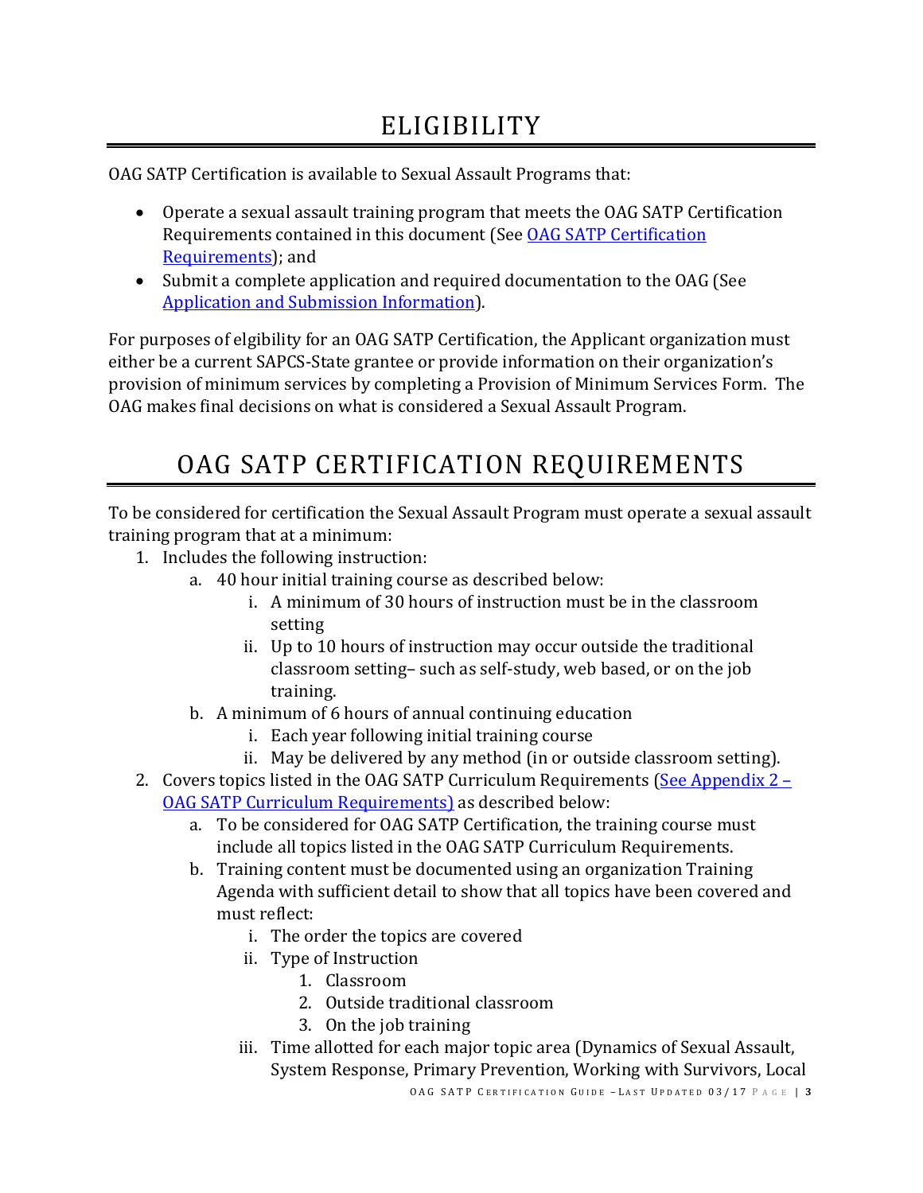# ELIGIBILITY

OAG SATP Certification is available to Sexual Assault Programs that:

- Operate a sexual assault training program that meets the OAG SATP Certification Requirements contained in this document (See OAG SATP Certification Requirements); and
- Submit a complete application and required documentation to the OAG (See Application and Submission Information).

For purposes of elgibility for an OAG SATP Certification, the Applicant organization must either be a current SAPCS-State grantee or provide information on their organization's provision of minimum services by completing a Provision of Minimum Services Form. The OAG makes final decisions on what is considered a Sexual Assault Program.

# OAG SATP CERTIFICATION REQUIREMENTS

To be considered for certification the Sexual Assault Program must operate a sexual assault training program that at a minimum:

1. Includes the following instruction:
   a. 40 hour initial training course as described below:
      i. A minimum of 30 hours of instruction must be in the classroom setting
      ii. Up to 10 hours of instruction may occur outside the traditional classroom setting– such as self-study, web based, or on the job training.
   b. A minimum of 6 hours of annual continuing education
      i. Each year following initial training course
      ii. May be delivered by any method (in or outside classroom setting).
2. Covers topics listed in the OAG SATP Curriculum Requirements (See Appendix 2 – OAG SATP Curriculum Requirements) as described below:
   a. To be considered for OAG SATP Certification, the training course must include all topics listed in the OAG SATP Curriculum Requirements.
   b. Training content must be documented using an organization Training Agenda with sufficient detail to show that all topics have been covered and must reflect:
      i. The order the topics are covered
      ii. Type of Instruction
         1. Classroom
         2. Outside traditional classroom
         3. On the job training
      iii. Time allotted for each major topic area (Dynamics of Sexual Assault, System Response, Primary Prevention, Working with Survivors, Local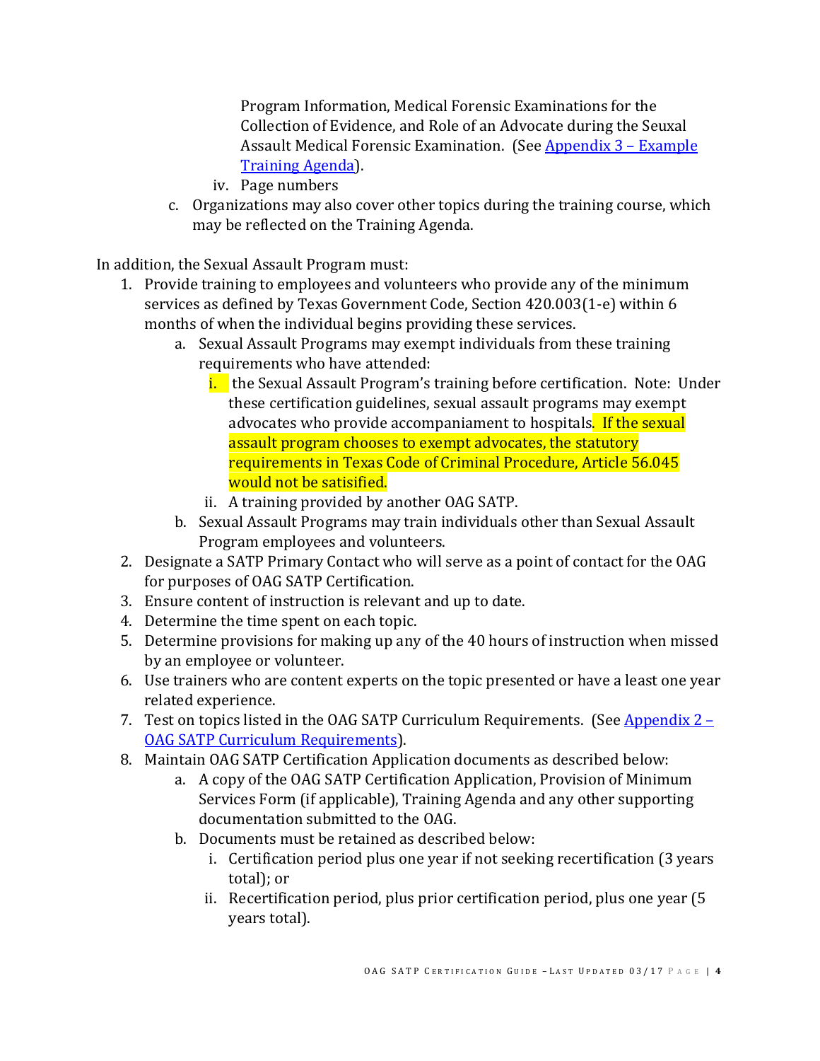Program Information, Medical Forensic Examinations for the Collection of Evidence, and Role of an Advocate during the Seuxal Assault Medical Forensic Examination. (See [Appendix 3 – Example Training Agenda](#)).

    iv. Page numbers

  c. Organizations may also cover other topics during the training course, which may be reflected on the Training Agenda.

In addition, the Sexual Assault Program must:

1. Provide training to employees and volunteers who provide any of the minimum services as defined by Texas Government Code, Section 420.003(1-e) within 6 months of when the individual begins providing these services.
    a. Sexual Assault Programs may exempt individuals from these training requirements who have attended:
        i. the Sexual Assault Program's training before certification. Note: Under these certification guidelines, sexual assault programs may exempt advocates who provide accompaniament to hospitals. If the sexual assault program chooses to exempt advocates, the statutory requirements in Texas Code of Criminal Procedure, Article 56.045 would not be satisified.
        ii. A training provided by another OAG SATP.
    b. Sexual Assault Programs may train individuals other than Sexual Assault Program employees and volunteers.
2. Designate a SATP Primary Contact who will serve as a point of contact for the OAG for purposes of OAG SATP Certification.
3. Ensure content of instruction is relevant and up to date.
4. Determine the time spent on each topic.
5. Determine provisions for making up any of the 40 hours of instruction when missed by an employee or volunteer.
6. Use trainers who are content experts on the topic presented or have a least one year related experience.
7. Test on topics listed in the OAG SATP Curriculum Requirements. (See [Appendix 2 – OAG SATP Curriculum Requirements](#)).
8. Maintain OAG SATP Certification Application documents as described below:
    a. A copy of the OAG SATP Certification Application, Provision of Minimum Services Form (if applicable), Training Agenda and any other supporting documentation submitted to the OAG.
    b. Documents must be retained as described below:
        i. Certification period plus one year if not seeking recertification (3 years total); or
        ii. Recertification period, plus prior certification period, plus one year (5 years total).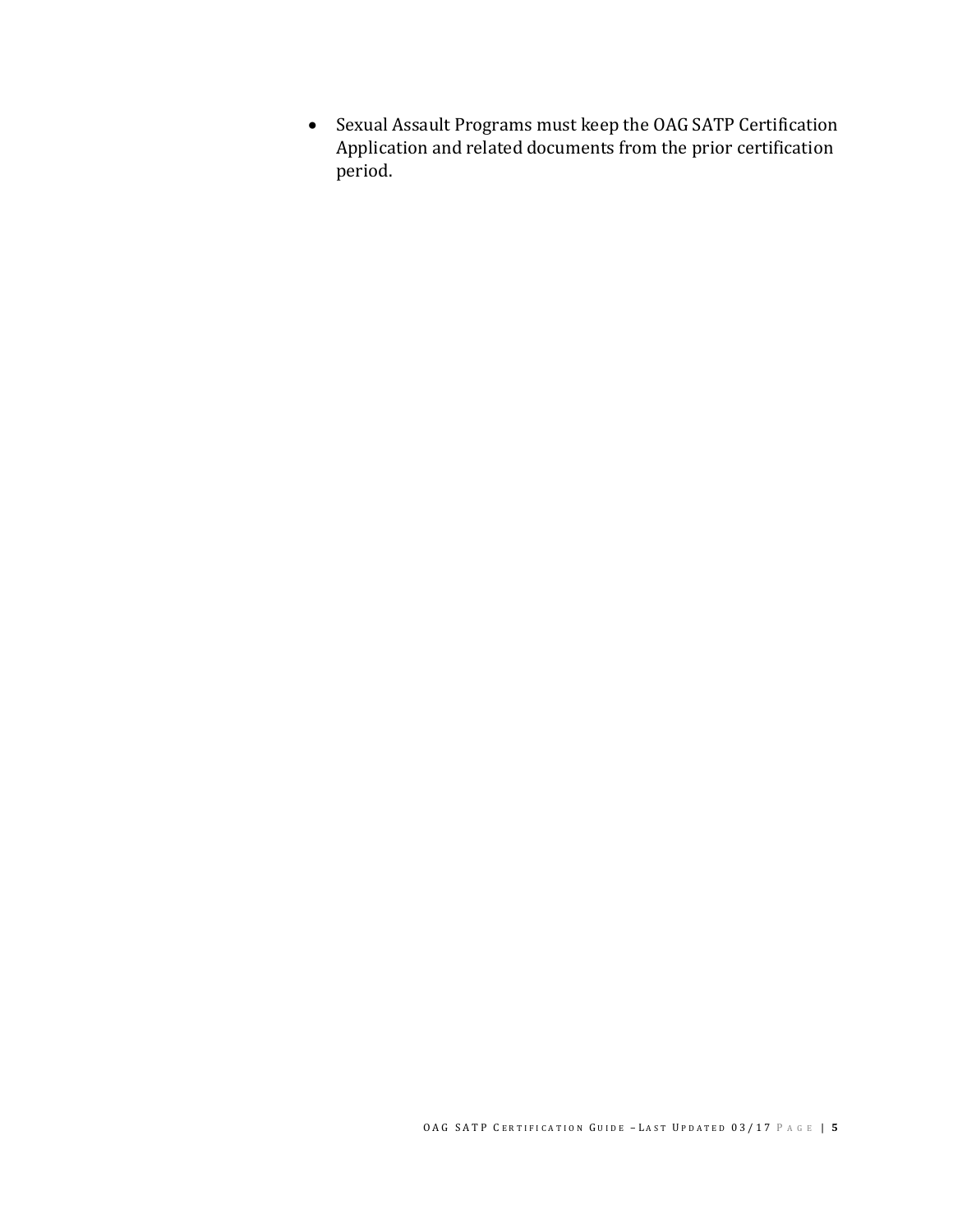- Sexual Assault Programs must keep the OAG SATP Certification Application and related documents from the prior certification period.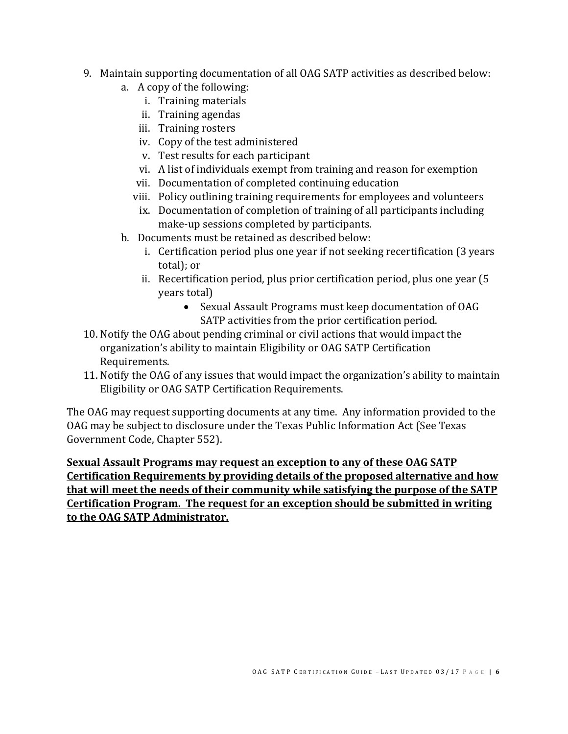9. Maintain supporting documentation of all OAG SATP activities as described below:
    a. A copy of the following:
        i. Training materials
        ii. Training agendas
        iii. Training rosters
        iv. Copy of the test administered
        v. Test results for each participant
        vi. A list of individuals exempt from training and reason for exemption
        vii. Documentation of completed continuing education
        viii. Policy outlining training requirements for employees and volunteers
        ix. Documentation of completion of training of all participants including make-up sessions completed by participants.
    b. Documents must be retained as described below:
        i. Certification period plus one year if not seeking recertification (3 years total); or
        ii. Recertification period, plus prior certification period, plus one year (5 years total)
            - Sexual Assault Programs must keep documentation of OAG SATP activities from the prior certification period.
10. Notify the OAG about pending criminal or civil actions that would impact the organization's ability to maintain Eligibility or OAG SATP Certification Requirements.
11. Notify the OAG of any issues that would impact the organization's ability to maintain Eligibility or OAG SATP Certification Requirements.

The OAG may request supporting documents at any time. Any information provided to the OAG may be subject to disclosure under the Texas Public Information Act (See Texas Government Code, Chapter 552).

**<u>Sexual Assault Programs may request an exception to any of these OAG SATP Certification Requirements by providing details of the proposed alternative and how that will meet the needs of their community while satisfying the purpose of the SATP Certification Program. The request for an exception should be submitted in writing to the OAG SATP Administrator.</u>**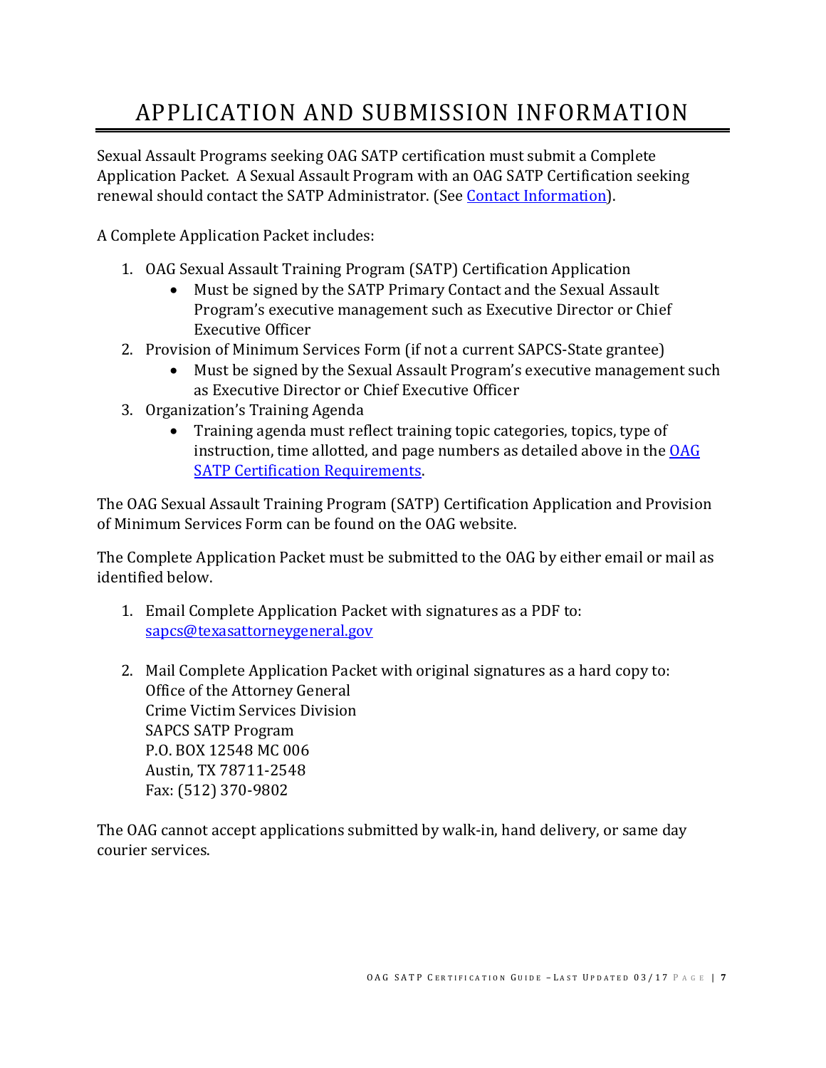# APPLICATION AND SUBMISSION INFORMATION

Sexual Assault Programs seeking OAG SATP certification must submit a Complete Application Packet. A Sexual Assault Program with an OAG SATP Certification seeking renewal should contact the SATP Administrator. (See Contact Information).

A Complete Application Packet includes:

1. OAG Sexual Assault Training Program (SATP) Certification Application
   - Must be signed by the SATP Primary Contact and the Sexual Assault Program's executive management such as Executive Director or Chief Executive Officer
2. Provision of Minimum Services Form (if not a current SAPCS-State grantee)
   - Must be signed by the Sexual Assault Program's executive management such as Executive Director or Chief Executive Officer
3. Organization's Training Agenda
   - Training agenda must reflect training topic categories, topics, type of instruction, time allotted, and page numbers as detailed above in the OAG SATP Certification Requirements.

The OAG Sexual Assault Training Program (SATP) Certification Application and Provision of Minimum Services Form can be found on the OAG website.

The Complete Application Packet must be submitted to the OAG by either email or mail as identified below.

1. Email Complete Application Packet with signatures as a PDF to:
   sapcs@texasattorneygeneral.gov

2. Mail Complete Application Packet with original signatures as a hard copy to:
   Office of the Attorney General
   Crime Victim Services Division
   SAPCS SATP Program
   P.O. BOX 12548 MC 006
   Austin, TX 78711-2548
   Fax: (512) 370-9802

The OAG cannot accept applications submitted by walk-in, hand delivery, or same day courier services.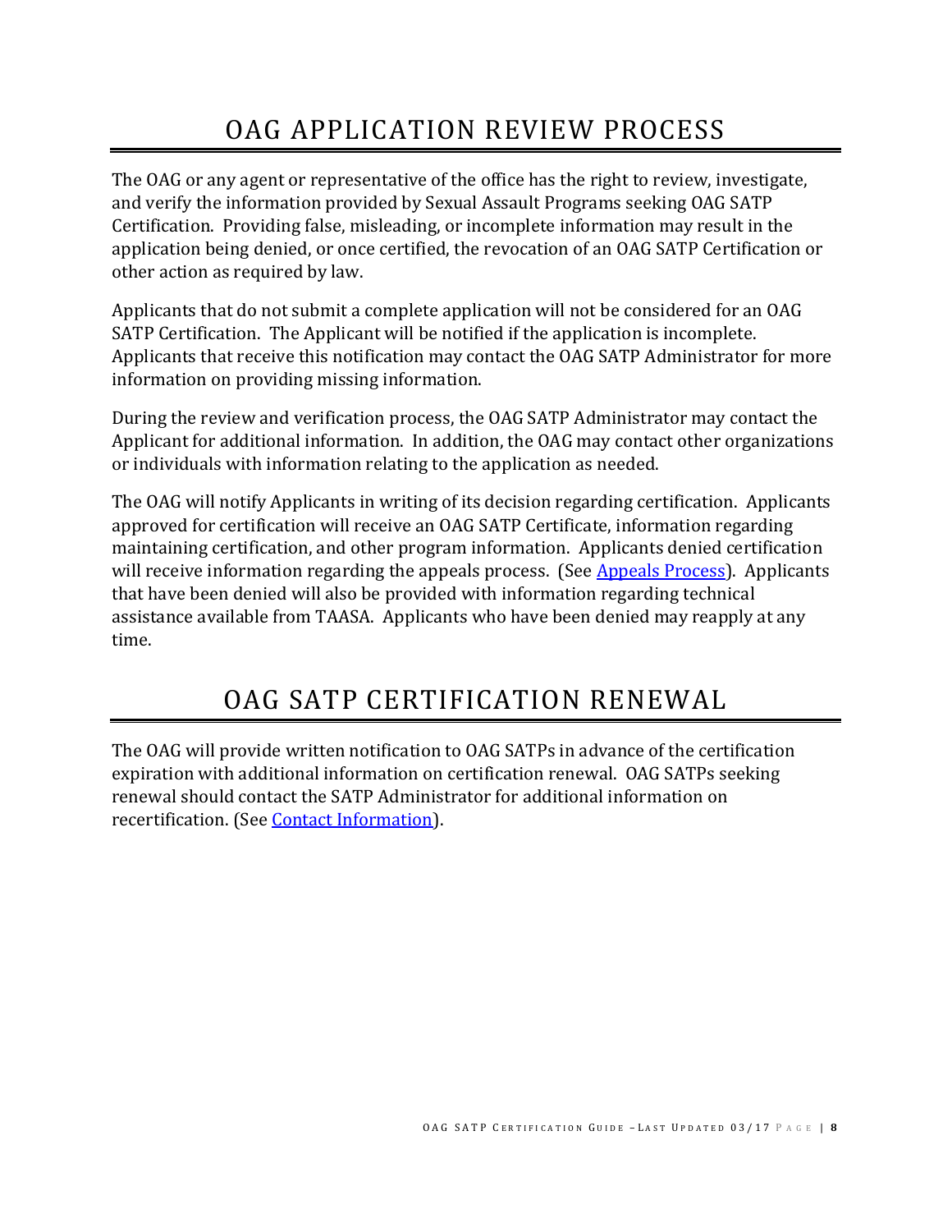# OAG APPLICATION REVIEW PROCESS

The OAG or any agent or representative of the office has the right to review, investigate, and verify the information provided by Sexual Assault Programs seeking OAG SATP Certification. Providing false, misleading, or incomplete information may result in the application being denied, or once certified, the revocation of an OAG SATP Certification or other action as required by law.

Applicants that do not submit a complete application will not be considered for an OAG SATP Certification. The Applicant will be notified if the application is incomplete. Applicants that receive this notification may contact the OAG SATP Administrator for more information on providing missing information.

During the review and verification process, the OAG SATP Administrator may contact the Applicant for additional information. In addition, the OAG may contact other organizations or individuals with information relating to the application as needed.

The OAG will notify Applicants in writing of its decision regarding certification. Applicants approved for certification will receive an OAG SATP Certificate, information regarding maintaining certification, and other program information. Applicants denied certification will receive information regarding the appeals process. (See Appeals Process). Applicants that have been denied will also be provided with information regarding technical assistance available from TAASA. Applicants who have been denied may reapply at any time.

# OAG SATP CERTIFICATION RENEWAL

The OAG will provide written notification to OAG SATPs in advance of the certification expiration with additional information on certification renewal. OAG SATPs seeking renewal should contact the SATP Administrator for additional information on recertification. (See Contact Information).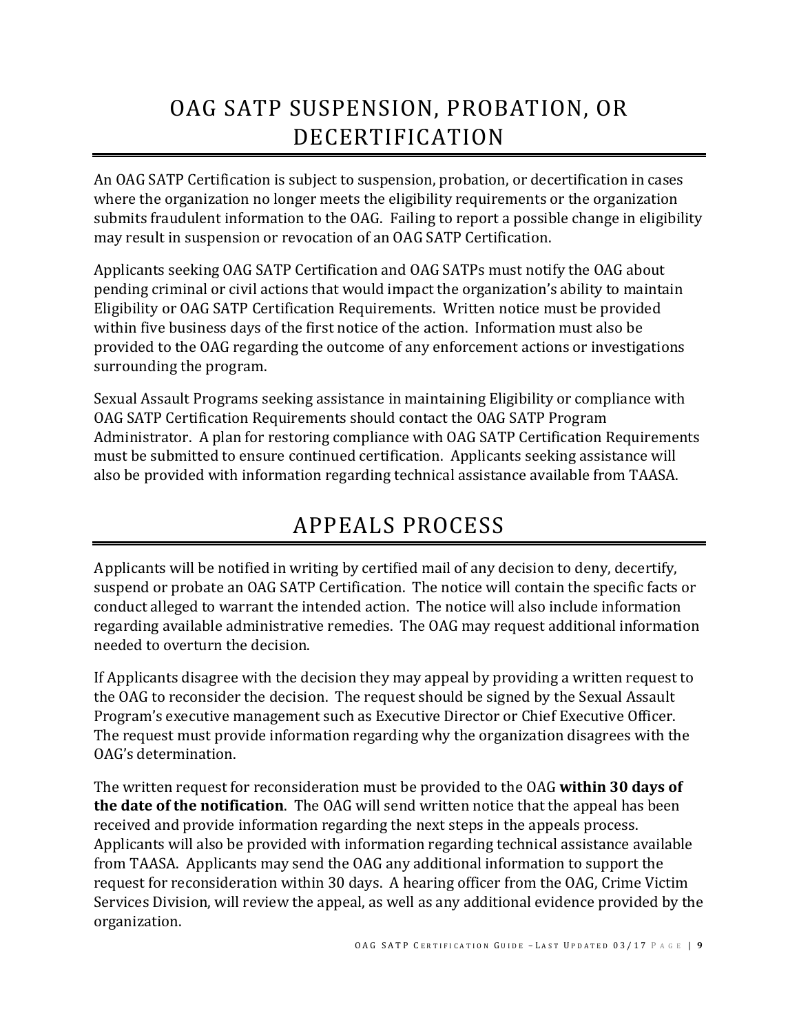# OAG SATP SUSPENSION, PROBATION, OR DECERTIFICATION

An OAG SATP Certification is subject to suspension, probation, or decertification in cases where the organization no longer meets the eligibility requirements or the organization submits fraudulent information to the OAG. Failing to report a possible change in eligibility may result in suspension or revocation of an OAG SATP Certification.

Applicants seeking OAG SATP Certification and OAG SATPs must notify the OAG about pending criminal or civil actions that would impact the organization's ability to maintain Eligibility or OAG SATP Certification Requirements. Written notice must be provided within five business days of the first notice of the action. Information must also be provided to the OAG regarding the outcome of any enforcement actions or investigations surrounding the program.

Sexual Assault Programs seeking assistance in maintaining Eligibility or compliance with OAG SATP Certification Requirements should contact the OAG SATP Program Administrator. A plan for restoring compliance with OAG SATP Certification Requirements must be submitted to ensure continued certification. Applicants seeking assistance will also be provided with information regarding technical assistance available from TAASA.

# APPEALS PROCESS

Applicants will be notified in writing by certified mail of any decision to deny, decertify, suspend or probate an OAG SATP Certification. The notice will contain the specific facts or conduct alleged to warrant the intended action. The notice will also include information regarding available administrative remedies. The OAG may request additional information needed to overturn the decision.

If Applicants disagree with the decision they may appeal by providing a written request to the OAG to reconsider the decision. The request should be signed by the Sexual Assault Program's executive management such as Executive Director or Chief Executive Officer. The request must provide information regarding why the organization disagrees with the OAG's determination.

The written request for reconsideration must be provided to the OAG **within 30 days of the date of the notification**. The OAG will send written notice that the appeal has been received and provide information regarding the next steps in the appeals process. Applicants will also be provided with information regarding technical assistance available from TAASA. Applicants may send the OAG any additional information to support the request for reconsideration within 30 days. A hearing officer from the OAG, Crime Victim Services Division, will review the appeal, as well as any additional evidence provided by the organization.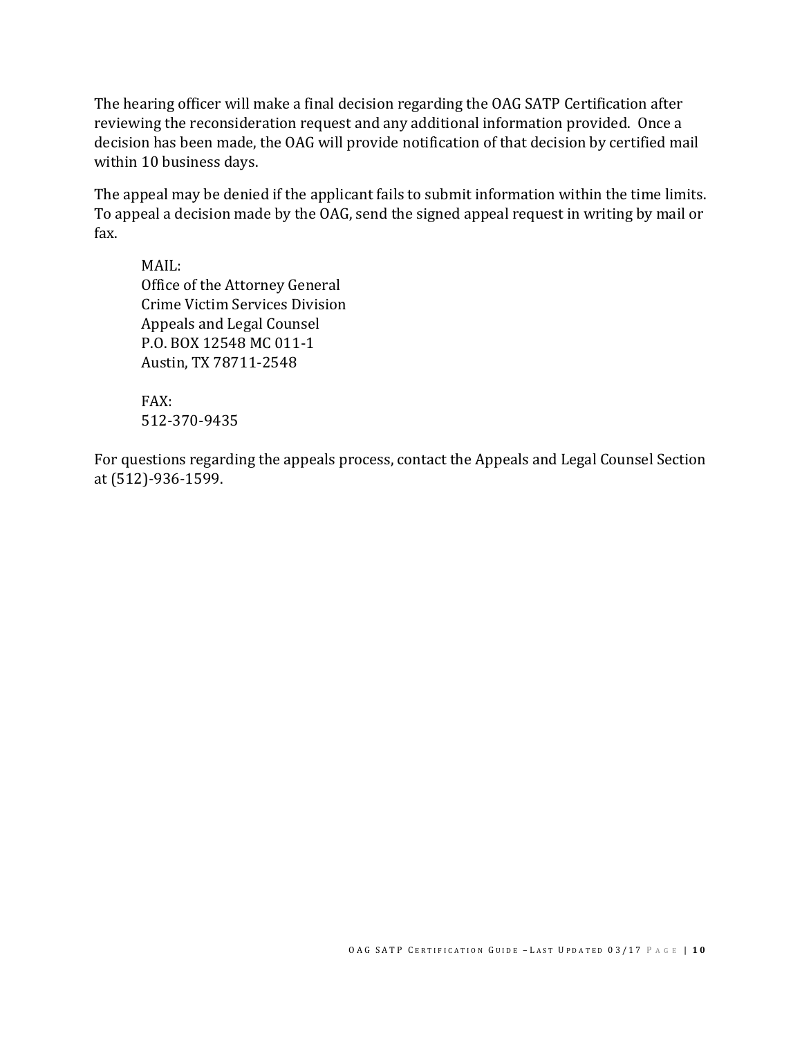The hearing officer will make a final decision regarding the OAG SATP Certification after reviewing the reconsideration request and any additional information provided. Once a decision has been made, the OAG will provide notification of that decision by certified mail within 10 business days.

The appeal may be denied if the applicant fails to submit information within the time limits. To appeal a decision made by the OAG, send the signed appeal request in writing by mail or fax.

> MAIL:
> Office of the Attorney General
> Crime Victim Services Division
> Appeals and Legal Counsel
> P.O. BOX 12548 MC 011-1
> Austin, TX 78711-2548
>
> FAX:
> 512-370-9435

For questions regarding the appeals process, contact the Appeals and Legal Counsel Section at (512)-936-1599.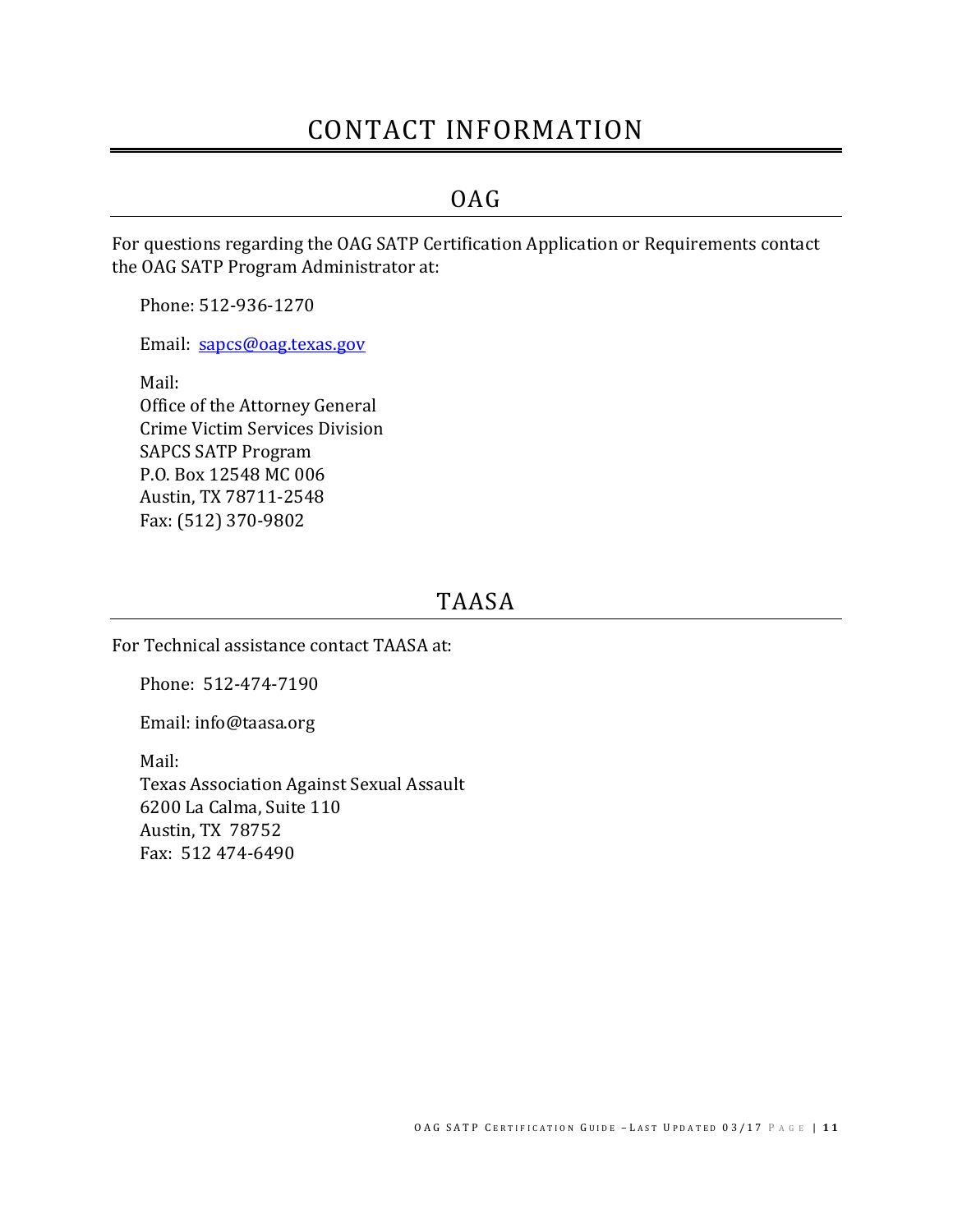# CONTACT INFORMATION

## OAG

For questions regarding the OAG SATP Certification Application or Requirements contact the OAG SATP Program Administrator at:

Phone: 512-936-1270

Email: sapcs@oag.texas.gov

Mail:
Office of the Attorney General
Crime Victim Services Division
SAPCS SATP Program
P.O. Box 12548 MC 006
Austin, TX 78711-2548
Fax: (512) 370-9802

## TAASA

For Technical assistance contact TAASA at:

Phone: 512-474-7190

Email: info@taasa.org

Mail:
Texas Association Against Sexual Assault
6200 La Calma, Suite 110
Austin, TX 78752
Fax: 512 474-6490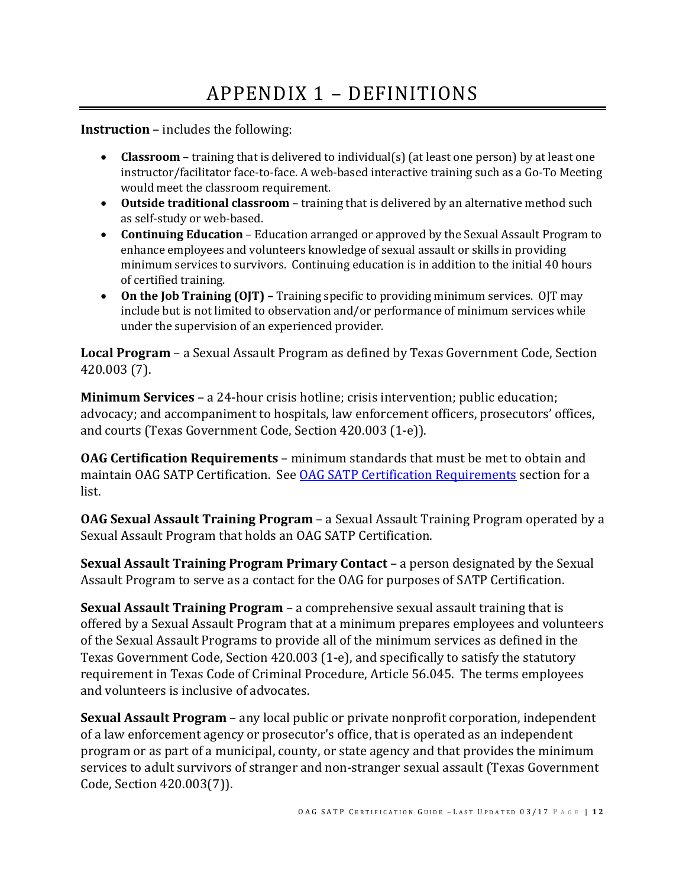# APPENDIX 1 – DEFINITIONS

**Instruction** – includes the following:

- **Classroom** – training that is delivered to individual(s) (at least one person) by at least one instructor/facilitator face-to-face. A web-based interactive training such as a Go-To Meeting would meet the classroom requirement.
- **Outside traditional classroom** – training that is delivered by an alternative method such as self-study or web-based.
- **Continuing Education** – Education arranged or approved by the Sexual Assault Program to enhance employees and volunteers knowledge of sexual assault or skills in providing minimum services to survivors. Continuing education is in addition to the initial 40 hours of certified training.
- **On the Job Training (OJT) –** Training specific to providing minimum services. OJT may include but is not limited to observation and/or performance of minimum services while under the supervision of an experienced provider.

**Local Program** – a Sexual Assault Program as defined by Texas Government Code, Section 420.003 (7).

**Minimum Services** – a 24-hour crisis hotline; crisis intervention; public education; advocacy; and accompaniment to hospitals, law enforcement officers, prosecutors' offices, and courts (Texas Government Code, Section 420.003 (1-e)).

**OAG Certification Requirements** – minimum standards that must be met to obtain and maintain OAG SATP Certification. See OAG SATP Certification Requirements section for a list.

**OAG Sexual Assault Training Program** – a Sexual Assault Training Program operated by a Sexual Assault Program that holds an OAG SATP Certification.

**Sexual Assault Training Program Primary Contact** – a person designated by the Sexual Assault Program to serve as a contact for the OAG for purposes of SATP Certification.

**Sexual Assault Training Program** – a comprehensive sexual assault training that is offered by a Sexual Assault Program that at a minimum prepares employees and volunteers of the Sexual Assault Programs to provide all of the minimum services as defined in the Texas Government Code, Section 420.003 (1-e), and specifically to satisfy the statutory requirement in Texas Code of Criminal Procedure, Article 56.045. The terms employees and volunteers is inclusive of advocates.

**Sexual Assault Program** – any local public or private nonprofit corporation, independent of a law enforcement agency or prosecutor's office, that is operated as an independent program or as part of a municipal, county, or state agency and that provides the minimum services to adult survivors of stranger and non-stranger sexual assault (Texas Government Code, Section 420.003(7)).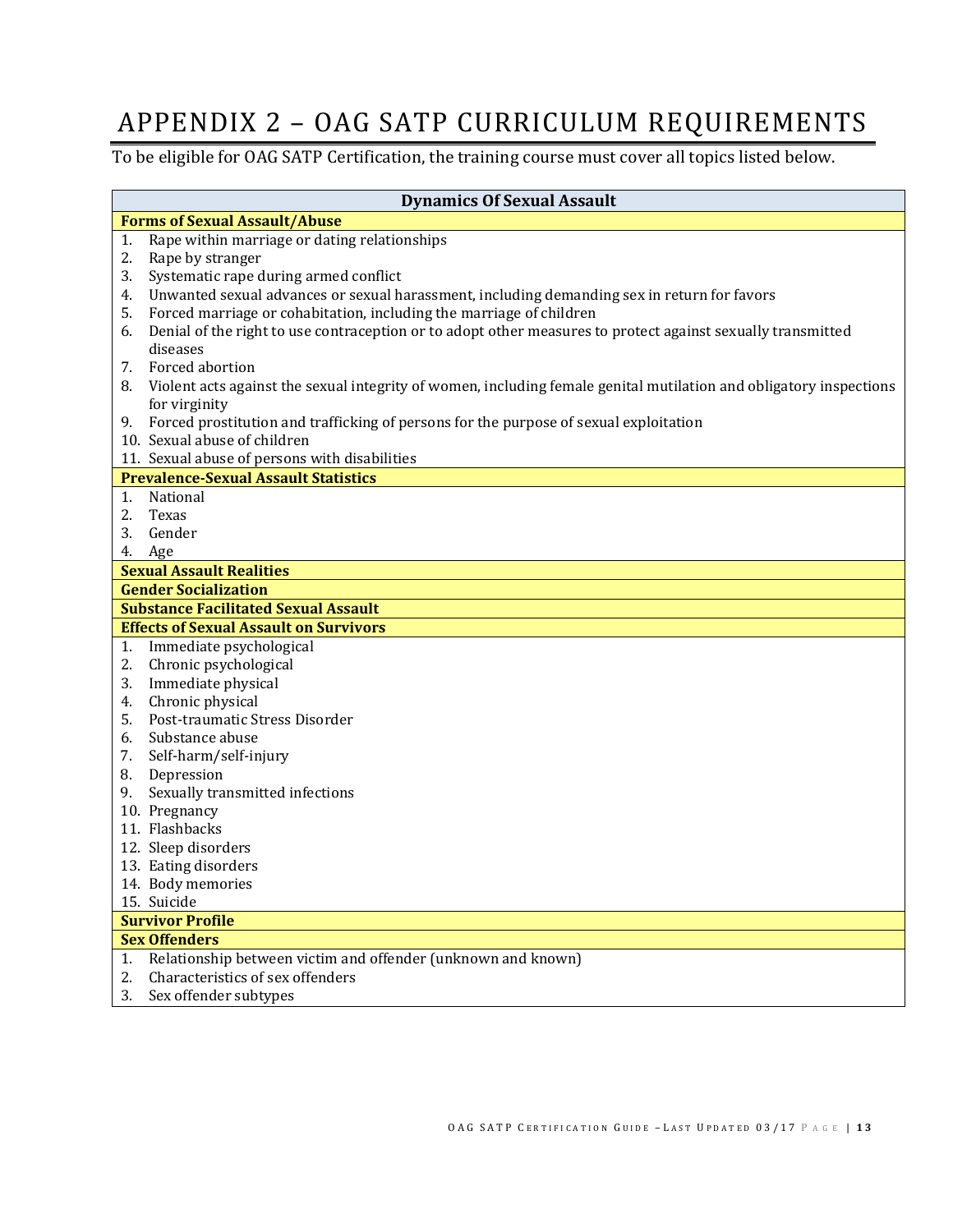# APPENDIX 2 – OAG SATP CURRICULUM REQUIREMENTS

To be eligible for OAG SATP Certification, the training course must cover all topics listed below.

## Dynamics Of Sexual Assault

**Forms of Sexual Assault/Abuse**

1. Rape within marriage or dating relationships
2. Rape by stranger
3. Systematic rape during armed conflict
4. Unwanted sexual advances or sexual harassment, including demanding sex in return for favors
5. Forced marriage or cohabitation, including the marriage of children
6. Denial of the right to use contraception or to adopt other measures to protect against sexually transmitted diseases
7. Forced abortion
8. Violent acts against the sexual integrity of women, including female genital mutilation and obligatory inspections for virginity
9. Forced prostitution and trafficking of persons for the purpose of sexual exploitation
10. Sexual abuse of children
11. Sexual abuse of persons with disabilities

**Prevalence-Sexual Assault Statistics**

1. National
2. Texas
3. Gender
4. Age

**Sexual Assault Realities**

**Gender Socialization**

**Substance Facilitated Sexual Assault**

**Effects of Sexual Assault on Survivors**

1. Immediate psychological
2. Chronic psychological
3. Immediate physical
4. Chronic physical
5. Post-traumatic Stress Disorder
6. Substance abuse
7. Self-harm/self-injury
8. Depression
9. Sexually transmitted infections
10. Pregnancy
11. Flashbacks
12. Sleep disorders
13. Eating disorders
14. Body memories
15. Suicide

**Survivor Profile**

**Sex Offenders**

1. Relationship between victim and offender (unknown and known)
2. Characteristics of sex offenders
3. Sex offender subtypes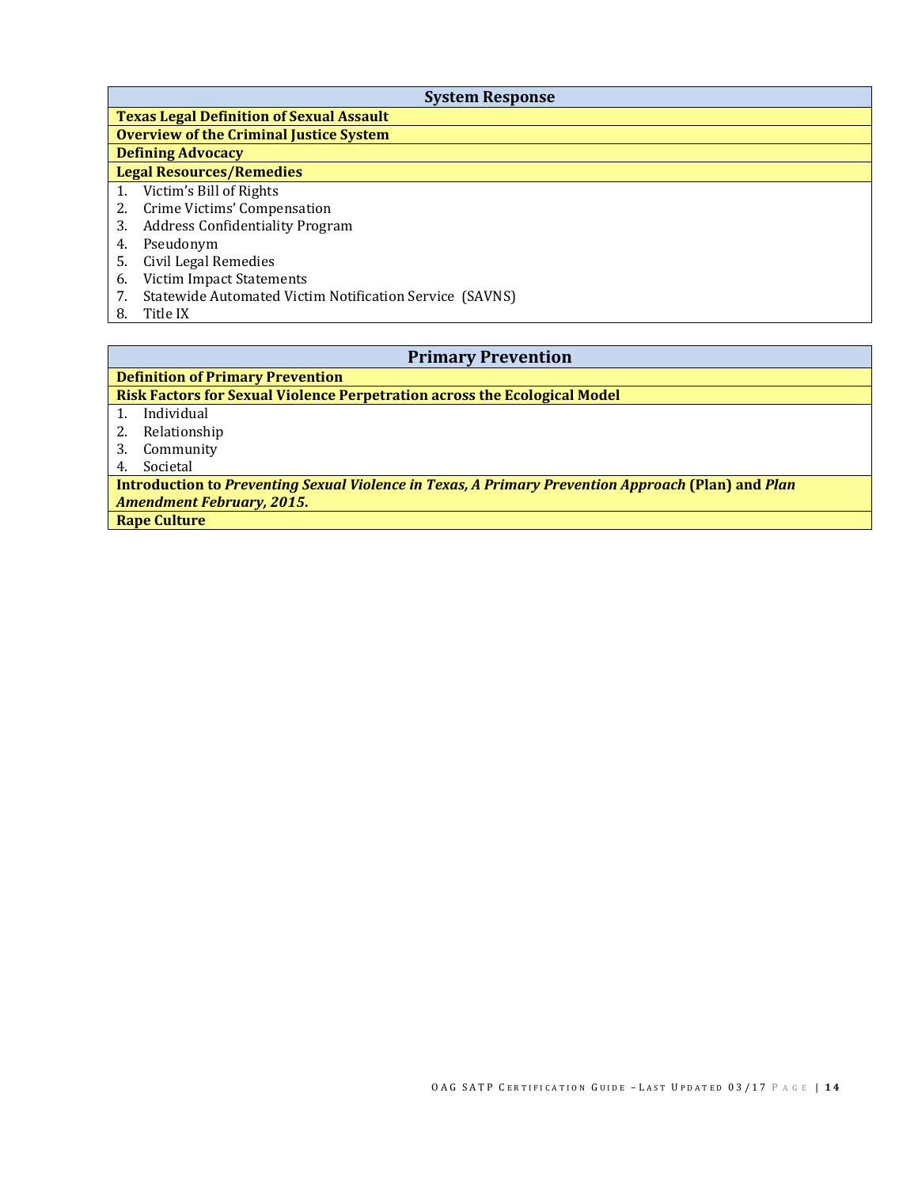## System Response

**Texas Legal Definition of Sexual Assault**

**Overview of the Criminal Justice System**

**Defining Advocacy**

**Legal Resources/Remedies**

1. Victim's Bill of Rights
2. Crime Victims' Compensation
3. Address Confidentiality Program
4. Pseudonym
5. Civil Legal Remedies
6. Victim Impact Statements
7. Statewide Automated Victim Notification Service (SAVNS)
8. Title IX

## Primary Prevention

**Definition of Primary Prevention**

**Risk Factors for Sexual Violence Perpetration across the Ecological Model**

1. Individual
2. Relationship
3. Community
4. Societal

**Introduction to *Preventing Sexual Violence in Texas, A Primary Prevention Approach* (Plan) and *Plan Amendment February, 2015*.**

**Rape Culture**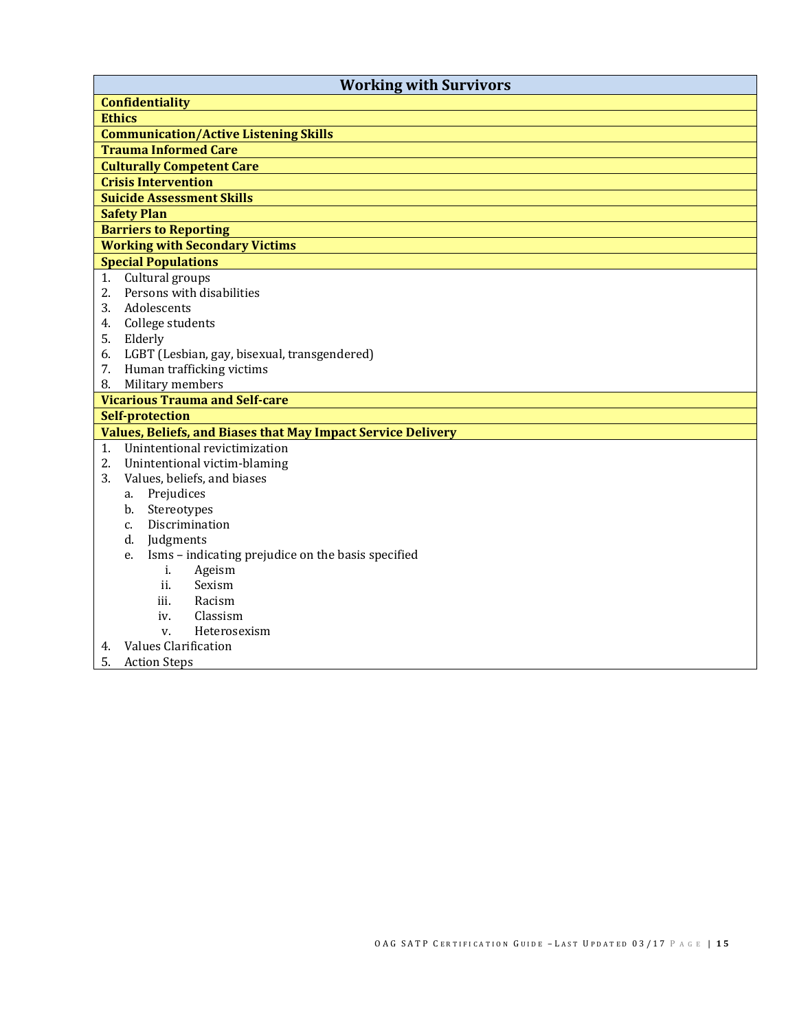## Working with Survivors

**Confidentiality**

**Ethics**

**Communication/Active Listening Skills**

**Trauma Informed Care**

**Culturally Competent Care**

**Crisis Intervention**

**Suicide Assessment Skills**

**Safety Plan**

**Barriers to Reporting**

**Working with Secondary Victims**

**Special Populations**

1. Cultural groups
2. Persons with disabilities
3. Adolescents
4. College students
5. Elderly
6. LGBT (Lesbian, gay, bisexual, transgendered)
7. Human trafficking victims
8. Military members

**Vicarious Trauma and Self-care**

**Self-protection**

**Values, Beliefs, and Biases that May Impact Service Delivery**

1. Unintentional revictimization
2. Unintentional victim-blaming
3. Values, beliefs, and biases
   a. Prejudices
   b. Stereotypes
   c. Discrimination
   d. Judgments
   e. Isms – indicating prejudice on the basis specified
      i. Ageism
      ii. Sexism
      iii. Racism
      iv. Classism
      v. Heterosexism
4. Values Clarification
5. Action Steps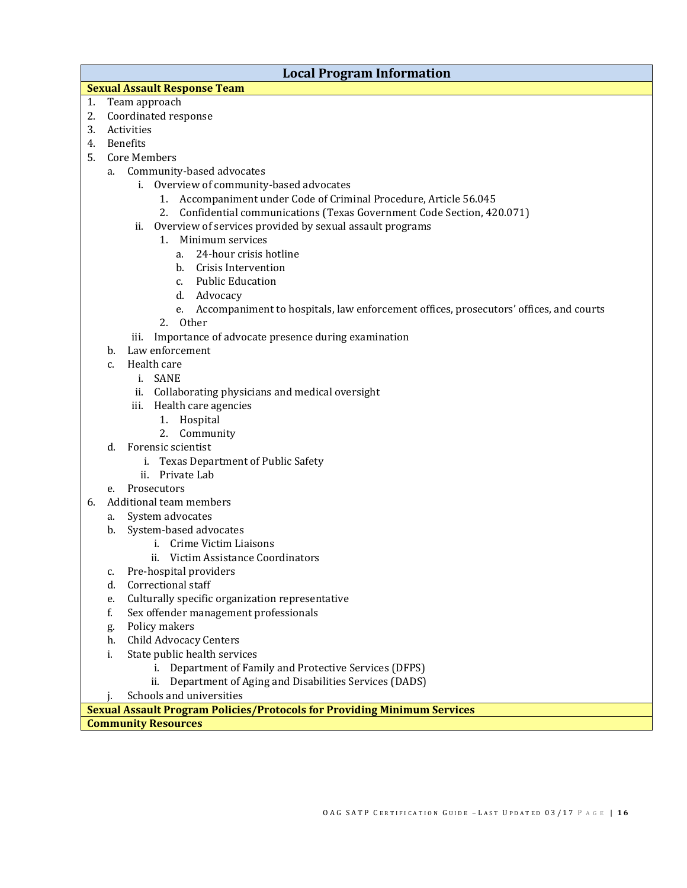## Local Program Information

### Sexual Assault Response Team

1. Team approach
2. Coordinated response
3. Activities
4. Benefits
5. Core Members
   a. Community-based advocates
      i. Overview of community-based advocates
         1. Accompaniment under Code of Criminal Procedure, Article 56.045
         2. Confidential communications (Texas Government Code Section, 420.071)
      ii. Overview of services provided by sexual assault programs
         1. Minimum services
            a. 24-hour crisis hotline
            b. Crisis Intervention
            c. Public Education
            d. Advocacy
            e. Accompaniment to hospitals, law enforcement offices, prosecutors' offices, and courts
         2. Other
      iii. Importance of advocate presence during examination
   b. Law enforcement
   c. Health care
      i. SANE
      ii. Collaborating physicians and medical oversight
      iii. Health care agencies
         1. Hospital
         2. Community
   d. Forensic scientist
      i. Texas Department of Public Safety
      ii. Private Lab
   e. Prosecutors
6. Additional team members
   a. System advocates
   b. System-based advocates
      i. Crime Victim Liaisons
      ii. Victim Assistance Coordinators
   c. Pre-hospital providers
   d. Correctional staff
   e. Culturally specific organization representative
   f. Sex offender management professionals
   g. Policy makers
   h. Child Advocacy Centers
   i. State public health services
      i. Department of Family and Protective Services (DFPS)
      ii. Department of Aging and Disabilities Services (DADS)
   j. Schools and universities

### Sexual Assault Program Policies/Protocols for Providing Minimum Services

### Community Resources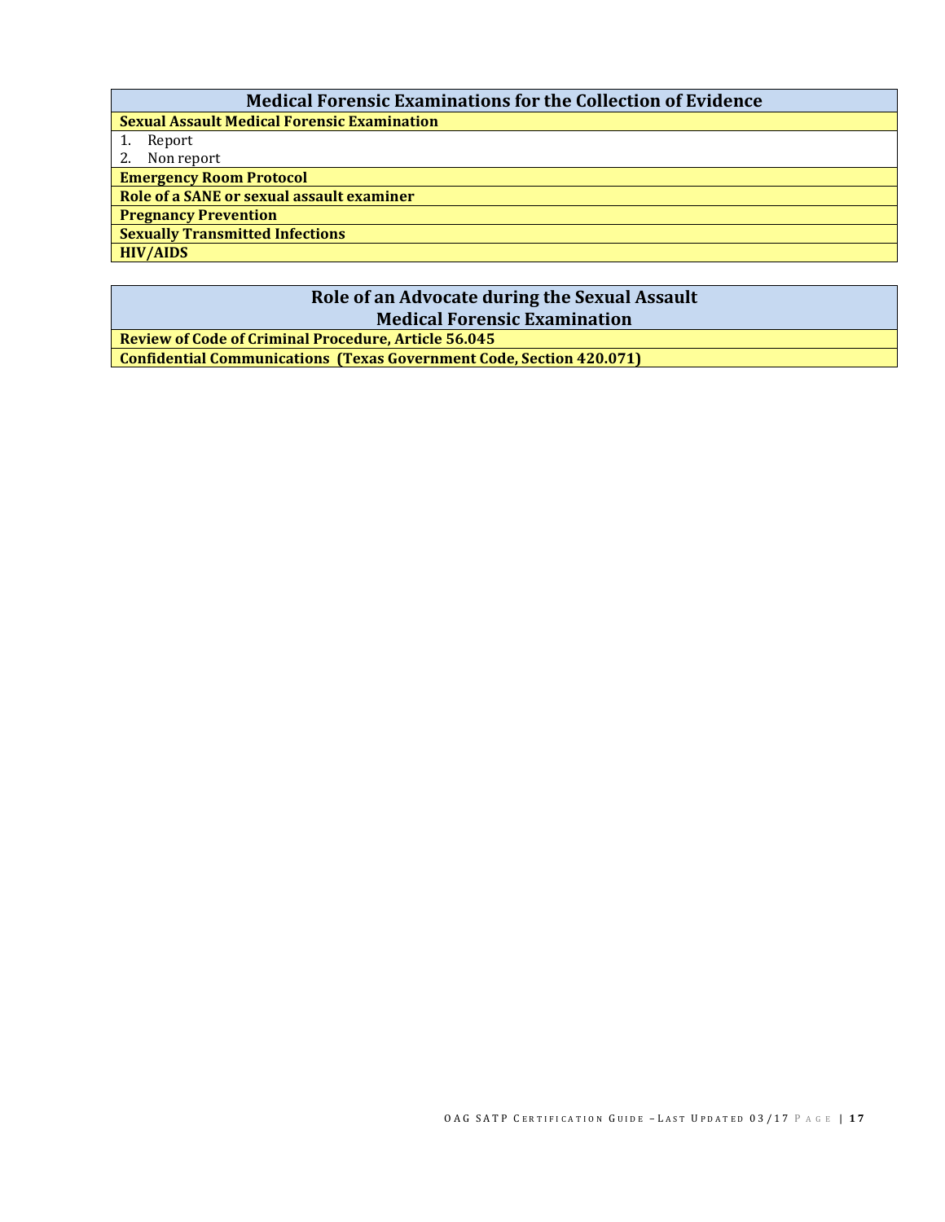| Medical Forensic Examinations for the Collection of Evidence |
|---|
| **Sexual Assault Medical Forensic Examination** |
| 1. Report<br>2. Non report |
| **Emergency Room Protocol** |
| **Role of a SANE or sexual assault examiner** |
| **Pregnancy Prevention** |
| **Sexually Transmitted Infections** |
| **HIV/AIDS** |

| Role of an Advocate during the Sexual Assault Medical Forensic Examination |
|---|
| **Review of Code of Criminal Procedure, Article 56.045** |
| **Confidential Communications (Texas Government Code, Section 420.071)** |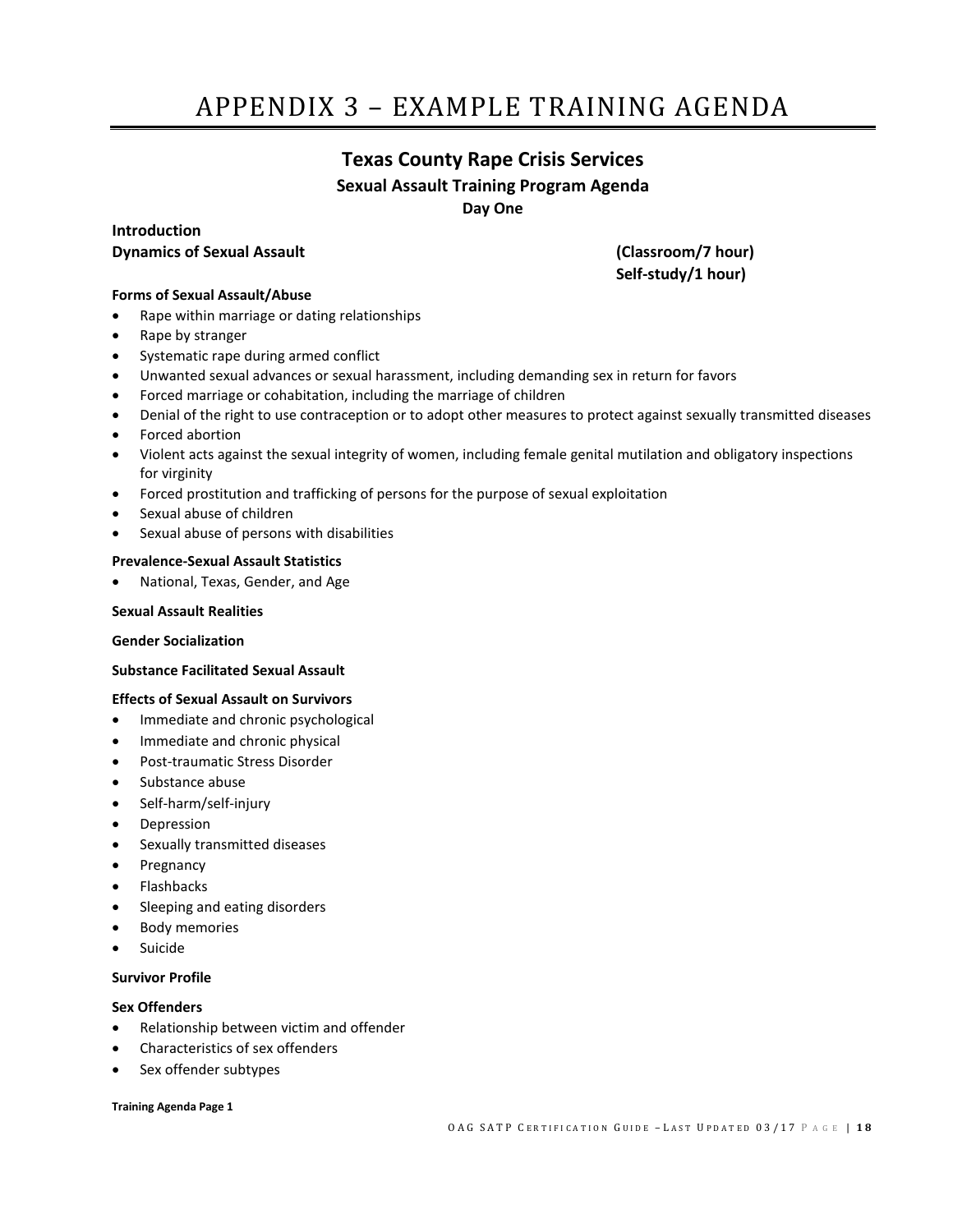# APPENDIX 3 – EXAMPLE TRAINING AGENDA

## Texas County Rape Crisis Services

### Sexual Assault Training Program Agenda

**Day One**

**Introduction**

**Dynamics of Sexual Assault** **(Classroom/7 hour) Self-study/1 hour)**

**Forms of Sexual Assault/Abuse**

- Rape within marriage or dating relationships
- Rape by stranger
- Systematic rape during armed conflict
- Unwanted sexual advances or sexual harassment, including demanding sex in return for favors
- Forced marriage or cohabitation, including the marriage of children
- Denial of the right to use contraception or to adopt other measures to protect against sexually transmitted diseases
- Forced abortion
- Violent acts against the sexual integrity of women, including female genital mutilation and obligatory inspections for virginity
- Forced prostitution and trafficking of persons for the purpose of sexual exploitation
- Sexual abuse of children
- Sexual abuse of persons with disabilities

**Prevalence-Sexual Assault Statistics**

- National, Texas, Gender, and Age

**Sexual Assault Realities**

**Gender Socialization**

**Substance Facilitated Sexual Assault**

**Effects of Sexual Assault on Survivors**

- Immediate and chronic psychological
- Immediate and chronic physical
- Post-traumatic Stress Disorder
- Substance abuse
- Self-harm/self-injury
- Depression
- Sexually transmitted diseases
- Pregnancy
- Flashbacks
- Sleeping and eating disorders
- Body memories
- Suicide

**Survivor Profile**

**Sex Offenders**

- Relationship between victim and offender
- Characteristics of sex offenders
- Sex offender subtypes

**Training Agenda Page 1**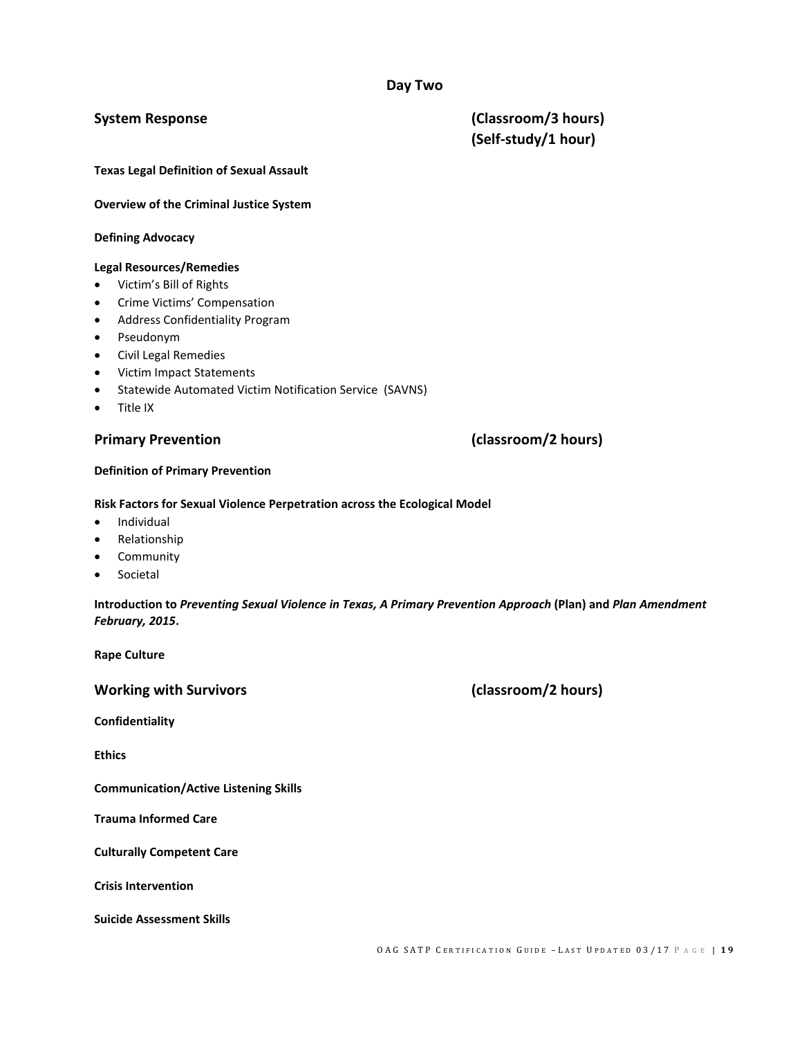## Day Two

### System Response (Classroom/3 hours) (Self-study/1 hour)

**Texas Legal Definition of Sexual Assault**

**Overview of the Criminal Justice System**

**Defining Advocacy**

**Legal Resources/Remedies**

- Victim's Bill of Rights
- Crime Victims' Compensation
- Address Confidentiality Program
- Pseudonym
- Civil Legal Remedies
- Victim Impact Statements
- Statewide Automated Victim Notification Service (SAVNS)
- Title IX

### Primary Prevention (classroom/2 hours)

**Definition of Primary Prevention**

**Risk Factors for Sexual Violence Perpetration across the Ecological Model**

- Individual
- Relationship
- Community
- Societal

**Introduction to *Preventing Sexual Violence in Texas, A Primary Prevention Approach* (Plan) and *Plan Amendment February, 2015*.**

**Rape Culture**

### Working with Survivors (classroom/2 hours)

**Confidentiality**

**Ethics**

**Communication/Active Listening Skills**

**Trauma Informed Care**

**Culturally Competent Care**

**Crisis Intervention**

**Suicide Assessment Skills**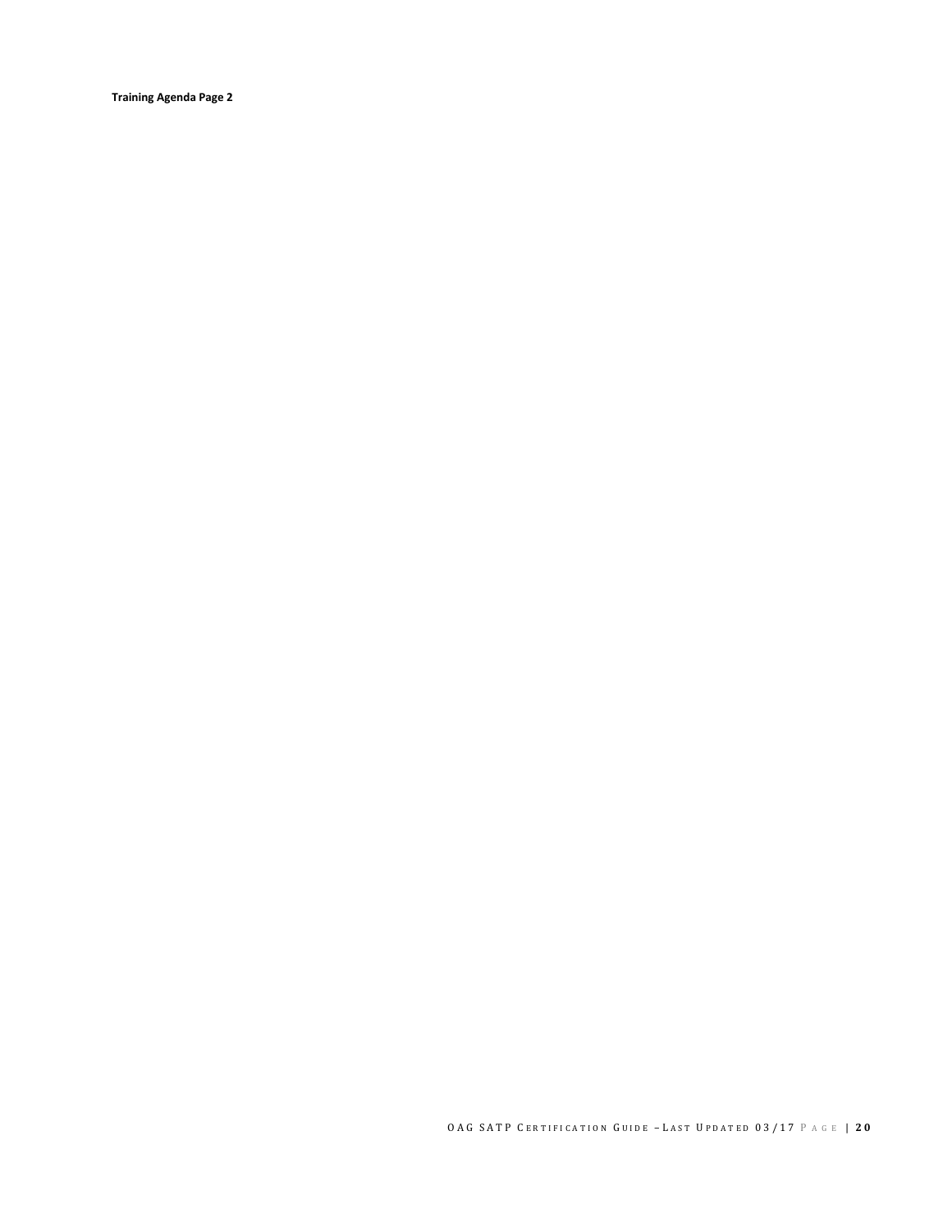**Training Agenda Page 2**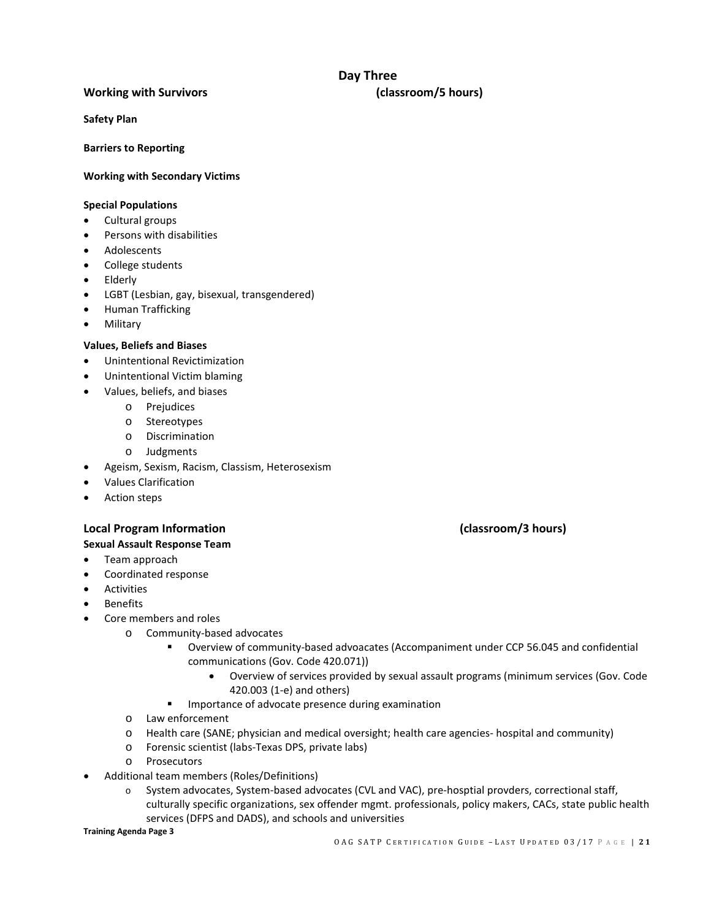## Day Three

**Working with Survivors** **(classroom/5 hours)**

**Safety Plan**

**Barriers to Reporting**

**Working with Secondary Victims**

**Special Populations**

- Cultural groups
- Persons with disabilities
- Adolescents
- College students
- Elderly
- LGBT (Lesbian, gay, bisexual, transgendered)
- Human Trafficking
- Military

**Values, Beliefs and Biases**

- Unintentional Revictimization
- Unintentional Victim blaming
- Values, beliefs, and biases
    - Prejudices
    - Stereotypes
    - Discrimination
    - Judgments
- Ageism, Sexism, Racism, Classism, Heterosexism
- Values Clarification
- Action steps

### Local Program Information **(classroom/3 hours)**

**Sexual Assault Response Team**

- Team approach
- Coordinated response
- Activities
- Benefits
- Core members and roles
    - Community-based advocates
        - Overview of community-based advoacates (Accompaniment under CCP 56.045 and confidential communications (Gov. Code 420.071))
            - Overview of services provided by sexual assault programs (minimum services (Gov. Code 420.003 (1-e) and others)
        - Importance of advocate presence during examination
    - Law enforcement
    - Health care (SANE; physician and medical oversight; health care agencies- hospital and community)
    - Forensic scientist (labs-Texas DPS, private labs)
    - Prosecutors
- Additional team members (Roles/Definitions)
    - System advocates, System-based advocates (CVL and VAC), pre-hosptial provders, correctional staff, culturally specific organizations, sex offender mgmt. professionals, policy makers, CACs, state public health services (DFPS and DADS), and schools and universities

**Training Agenda Page 3**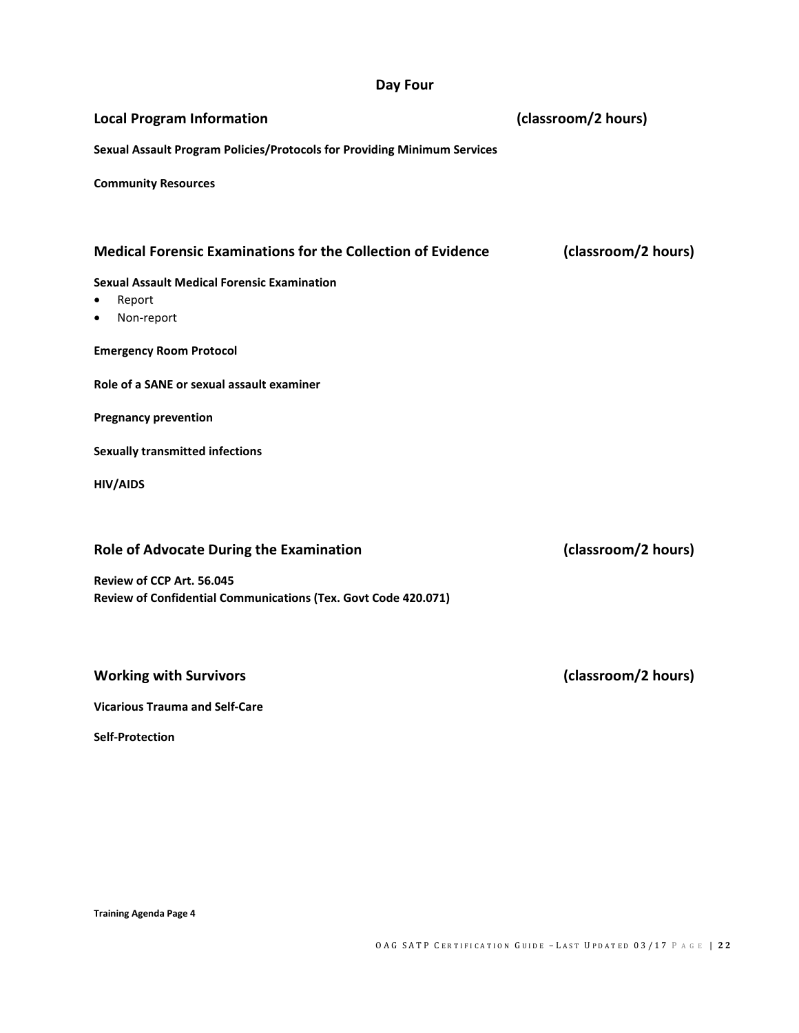## Day Four

### Local Program Information (classroom/2 hours)

**Sexual Assault Program Policies/Protocols for Providing Minimum Services**

**Community Resources**

### Medical Forensic Examinations for the Collection of Evidence (classroom/2 hours)

**Sexual Assault Medical Forensic Examination**

- Report
- Non-report

**Emergency Room Protocol**

**Role of a SANE or sexual assault examiner**

**Pregnancy prevention**

**Sexually transmitted infections**

**HIV/AIDS**

### Role of Advocate During the Examination (classroom/2 hours)

**Review of CCP Art. 56.045**
**Review of Confidential Communications (Tex. Govt Code 420.071)**

### Working with Survivors (classroom/2 hours)

**Vicarious Trauma and Self-Care**

**Self-Protection**

**Training Agenda Page 4**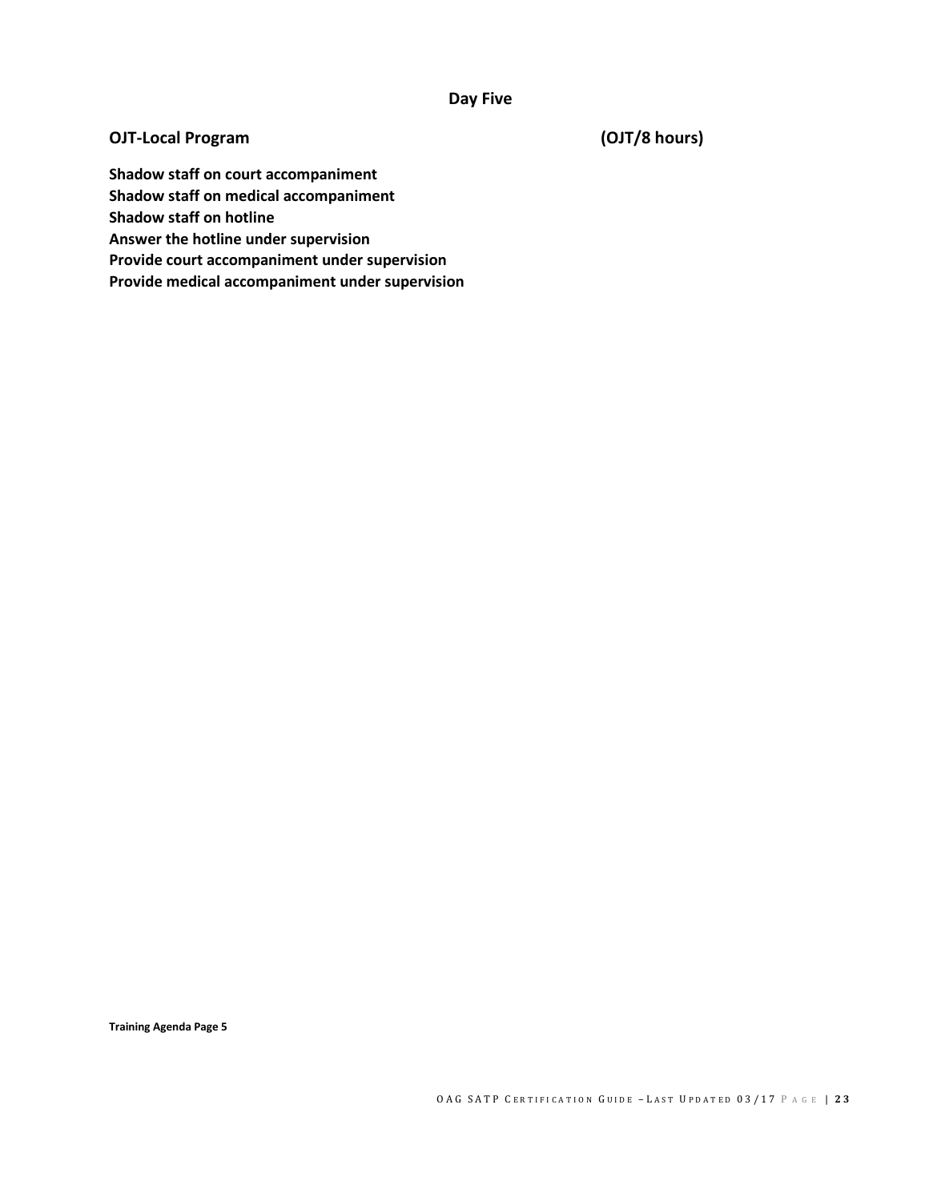## Day Five

**OJT-Local Program (OJT/8 hours)**

**Shadow staff on court accompaniment**
**Shadow staff on medical accompaniment**
**Shadow staff on hotline**
**Answer the hotline under supervision**
**Provide court accompaniment under supervision**
**Provide medical accompaniment under supervision**

**Training Agenda Page 5**